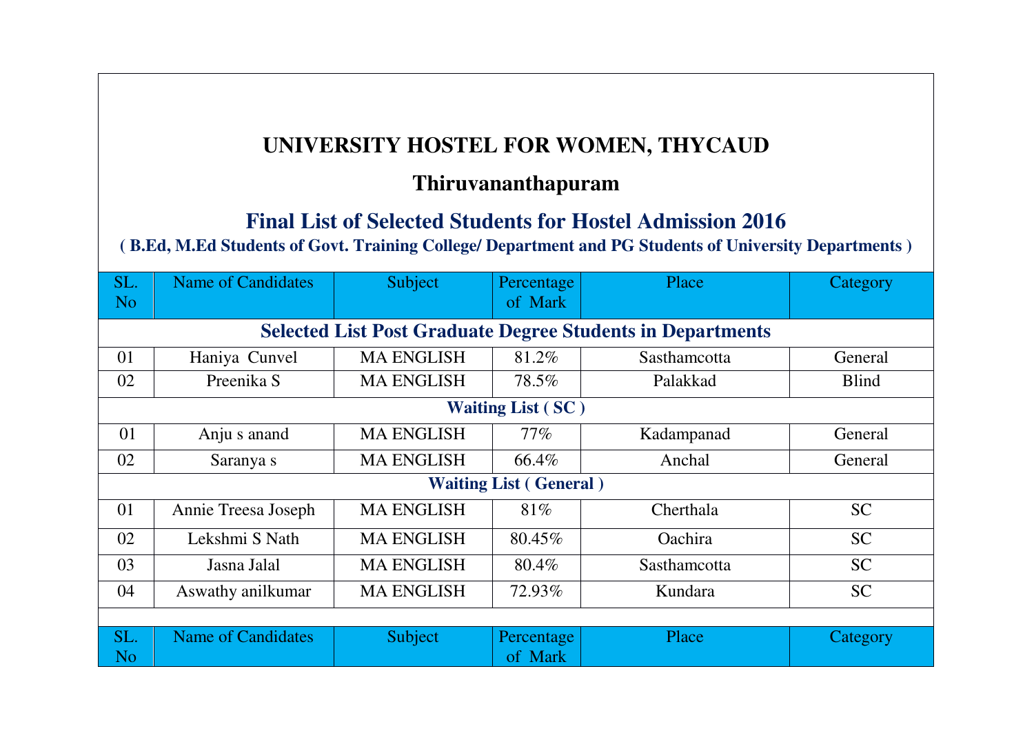# UNIVERSITY HOSTEL FOR WOMEN, THYCAUD

## Thiruvananthapuram

## Final List of Selected Students for Hostel Admission 2016

**( B.Ed, M.Ed Students of Govt. Training College/ Department and PG Students of University Departments )**

| SL. No | Name of Candidates | Subject | Percentage of Mark | Place | Category |
|---|---|---|---|---|---|
| **Selected List Post Graduate Degree Students in Departments** | | | | | |
| 01 | Haniya Cunvel | MA ENGLISH | 81.2% | Sasthamcotta | General |
| 02 | Preenika S | MA ENGLISH | 78.5% | Palakkad | Blind |
| **Waiting List ( SC )** | | | | | |
| 01 | Anju s anand | MA ENGLISH | 77% | Kadampanad | General |
| 02 | Saranya s | MA ENGLISH | 66.4% | Anchal | General |
| **Waiting List ( General )** | | | | | |
| 01 | Annie Treesa Joseph | MA ENGLISH | 81% | Cherthala | SC |
| 02 | Lekshmi S Nath | MA ENGLISH | 80.45% | Oachira | SC |
| 03 | Jasna Jalal | MA ENGLISH | 80.4% | Sasthamcotta | SC |
| 04 | Aswathy anilkumar | MA ENGLISH | 72.93% | Kundara | SC |

| SL. No | Name of Candidates | Subject | Percentage of Mark | Place | Category |
|---|---|---|---|---|---|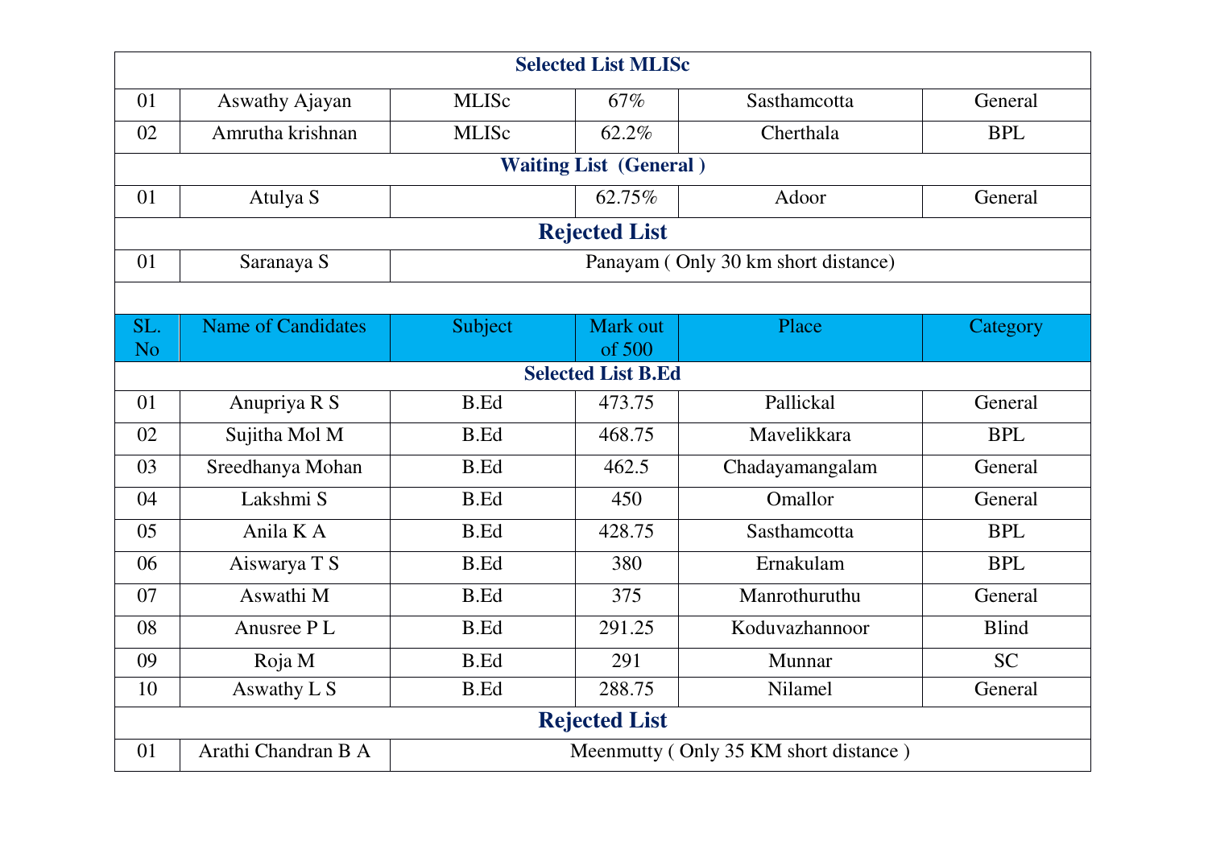| | | | | | |
|---|---|---|---|---|---|
| **Selected List MLISc** | | | | | |
| 01 | Aswathy Ajayan | MLISc | 67% | Sasthamcotta | General |
| 02 | Amrutha krishnan | MLISc | 62.2% | Cherthala | BPL |
| **Waiting List (General )** | | | | | |
| 01 | Atulya S | | 62.75% | Adoor | General |
| **Rejected List** | | | | | |
| 01 | Saranaya S | Panayam ( Only 30 km short distance) | | | |

| SL. No | Name of Candidates | Subject | Mark out of 500 | Place | Category |
|---|---|---|---|---|---|
| **Selected List B.Ed** | | | | | |
| 01 | Anupriya R S | B.Ed | 473.75 | Pallickal | General |
| 02 | Sujitha Mol M | B.Ed | 468.75 | Mavelikkara | BPL |
| 03 | Sreedhanya Mohan | B.Ed | 462.5 | Chadayamangalam | General |
| 04 | Lakshmi S | B.Ed | 450 | Omallor | General |
| 05 | Anila K A | B.Ed | 428.75 | Sasthamcotta | BPL |
| 06 | Aiswarya T S | B.Ed | 380 | Ernakulam | BPL |
| 07 | Aswathi M | B.Ed | 375 | Manrothuruthu | General |
| 08 | Anusree P L | B.Ed | 291.25 | Koduvazhannoor | Blind |
| 09 | Roja M | B.Ed | 291 | Munnar | SC |
| 10 | Aswathy L S | B.Ed | 288.75 | Nilamel | General |
| **Rejected List** | | | | | |
| 01 | Arathi Chandran B A | Meenmutty ( Only 35 KM short distance ) | | | |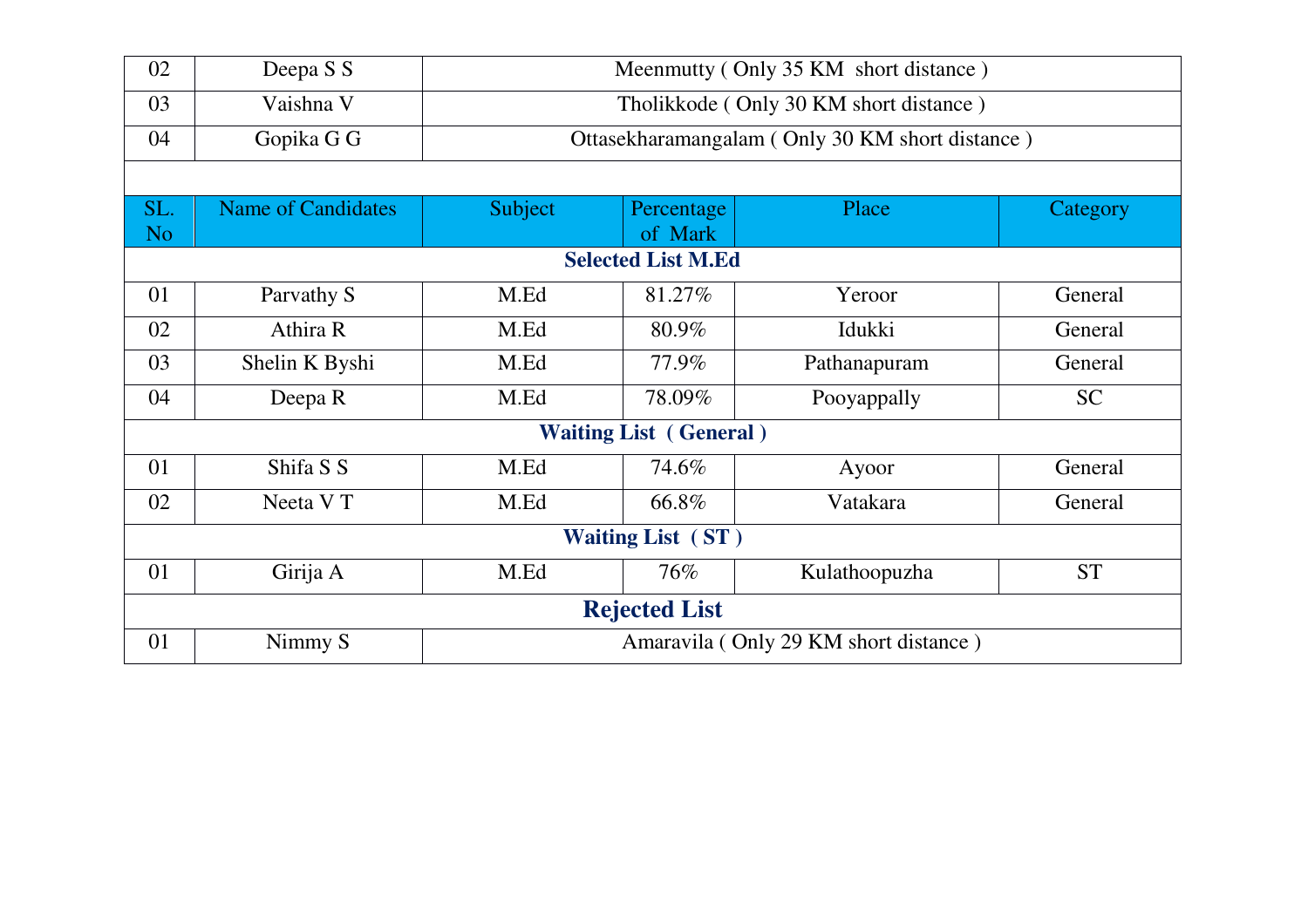| | | | | | |
|---|---|---|---|---|---|
| 02 | Deepa S S | Meenmutty ( Only 35 KM short distance ) | | | |
| 03 | Vaishna V | Tholikkode ( Only 30 KM short distance ) | | | |
| 04 | Gopika G G | Ottasekharamangalam ( Only 30 KM short distance ) | | | |

| SL. No | Name of Candidates | Subject | Percentage of Mark | Place | Category |
|---|---|---|---|---|---|
| **Selected List M.Ed** | | | | | |
| 01 | Parvathy S | M.Ed | 81.27% | Yeroor | General |
| 02 | Athira R | M.Ed | 80.9% | Idukki | General |
| 03 | Shelin K Byshi | M.Ed | 77.9% | Pathanapuram | General |
| 04 | Deepa R | M.Ed | 78.09% | Pooyappally | SC |
| **Waiting List ( General )** | | | | | |
| 01 | Shifa S S | M.Ed | 74.6% | Ayoor | General |
| 02 | Neeta V T | M.Ed | 66.8% | Vatakara | General |
| **Waiting List ( ST )** | | | | | |
| 01 | Girija A | M.Ed | 76% | Kulathoopuzha | ST |
| **Rejected List** | | | | | |
| 01 | Nimmy S | Amaravila ( Only 29 KM short distance ) | | | |